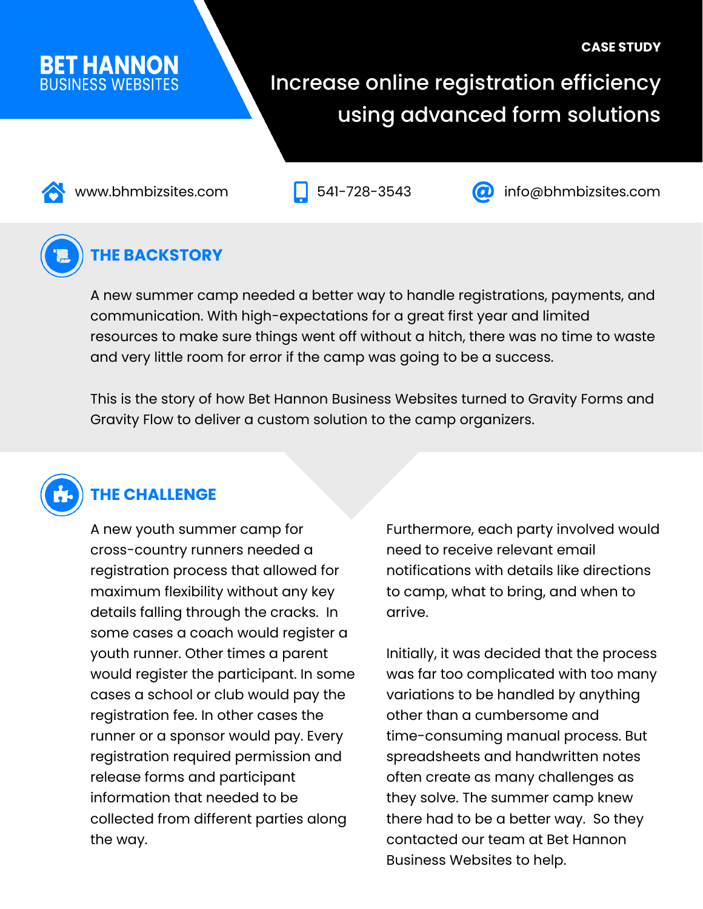**BET HANNON**
BUSINESS WEBSITES

CASE STUDY

# Increase online registration efficiency using advanced form solutions

www.bhmbizsites.com

541-728-3543

info@bhmbizsites.com

## THE BACKSTORY

A new summer camp needed a better way to handle registrations, payments, and communication. With high-expectations for a great first year and limited resources to make sure things went off without a hitch, there was no time to waste and very little room for error if the camp was going to be a success.

This is the story of how Bet Hannon Business Websites turned to Gravity Forms and Gravity Flow to deliver a custom solution to the camp organizers.

## THE CHALLENGE

A new youth summer camp for cross-country runners needed a registration process that allowed for maximum flexibility without any key details falling through the cracks. In some cases a coach would register a youth runner. Other times a parent would register the participant. In some cases a school or club would pay the registration fee. In other cases the runner or a sponsor would pay. Every registration required permission and release forms and participant information that needed to be collected from different parties along the way.

Furthermore, each party involved would need to receive relevant email notifications with details like directions to camp, what to bring, and when to arrive.

Initially, it was decided that the process was far too complicated with too many variations to be handled by anything other than a cumbersome and time-consuming manual process. But spreadsheets and handwritten notes often create as many challenges as they solve. The summer camp knew there had to be a better way. So they contacted our team at Bet Hannon Business Websites to help.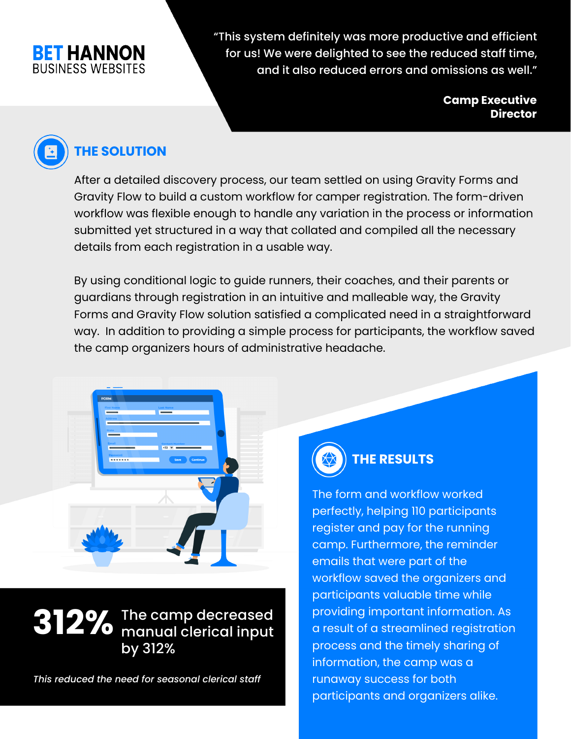**BET HANNON**
BUSINESS WEBSITES

> "This system definitely was more productive and efficient for us! We were delighted to see the reduced staff time, and it also reduced errors and omissions as well."
>
> **Camp Executive Director**

## THE SOLUTION

After a detailed discovery process, our team settled on using Gravity Forms and Gravity Flow to build a custom workflow for camper registration. The form-driven workflow was flexible enough to handle any variation in the process or information submitted yet structured in a way that collated and compiled all the necessary details from each registration in a usable way.

By using conditional logic to guide runners, their coaches, and their parents or guardians through registration in an intuitive and malleable way, the Gravity Forms and Gravity Flow solution satisfied a complicated need in a straightforward way. In addition to providing a simple process for participants, the workflow saved the camp organizers hours of administrative headache.

**312%** The camp decreased manual clerical input by 312%

*This reduced the need for seasonal clerical staff*

## THE RESULTS

The form and workflow worked perfectly, helping 110 participants register and pay for the running camp. Furthermore, the reminder emails that were part of the workflow saved the organizers and participants valuable time while providing important information. As a result of a streamlined registration process and the timely sharing of information, the camp was a runaway success for both participants and organizers alike.